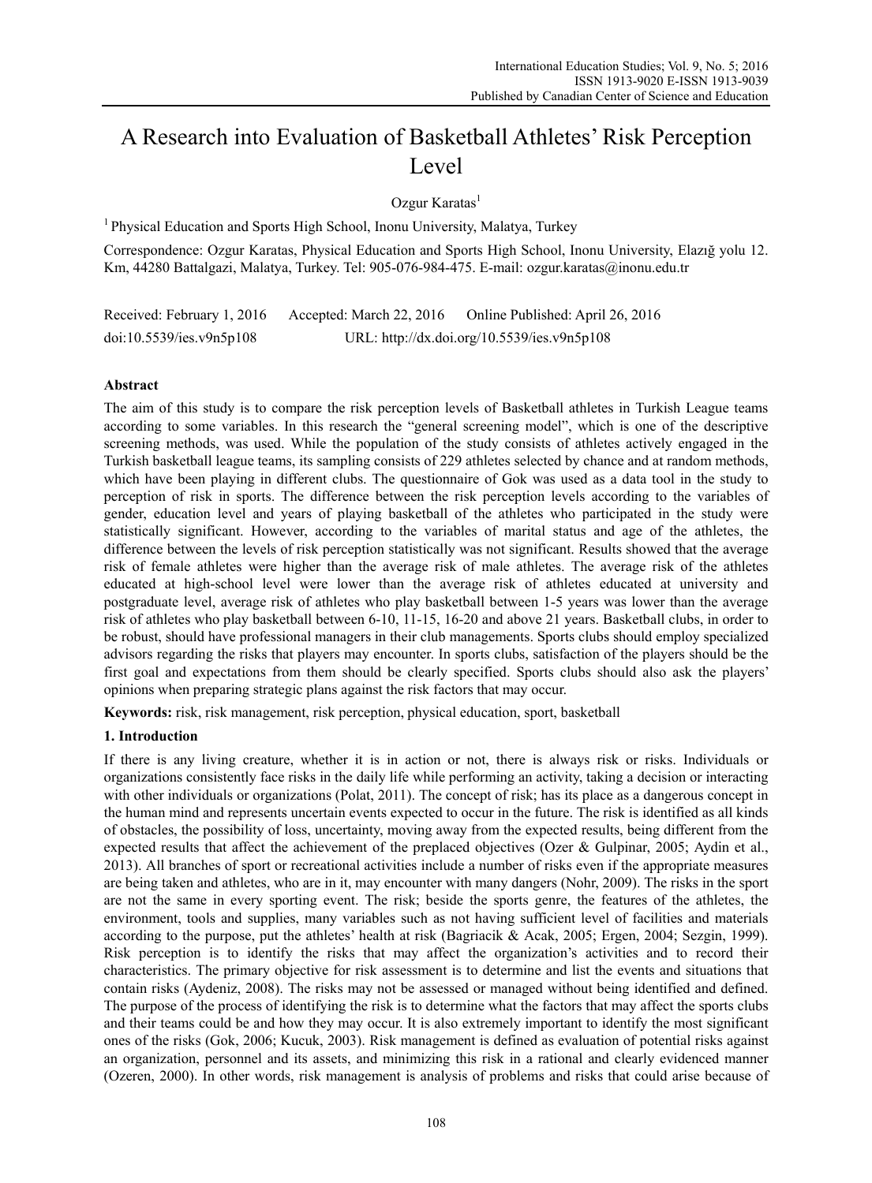# A Research into Evaluation of Basketball Athletes' Risk Perception Level

Ozgur Karatas[1]

[1] Physical Education and Sports High School, Inonu University, Malatya, Turkey

Correspondence: Ozgur Karatas, Physical Education and Sports High School, Inonu University, Elazığ yolu 12. Km, 44280 Battalgazi, Malatya, Turkey. Tel: 905-076-984-475. E-mail: ozgur.karatas@inonu.edu.tr

Received: February 1, 2016 Accepted: March 22, 2016 Online Published: April 26, 2016

doi:10.5539/ies.v9n5p108 URL: http://dx.doi.org/10.5539/ies.v9n5p108

## Abstract

The aim of this study is to compare the risk perception levels of Basketball athletes in Turkish League teams according to some variables. In this research the "general screening model", which is one of the descriptive screening methods, was used. While the population of the study consists of athletes actively engaged in the Turkish basketball league teams, its sampling consists of 229 athletes selected by chance and at random methods, which have been playing in different clubs. The questionnaire of Gok was used as a data tool in the study to perception of risk in sports. The difference between the risk perception levels according to the variables of gender, education level and years of playing basketball of the athletes who participated in the study were statistically significant. However, according to the variables of marital status and age of the athletes, the difference between the levels of risk perception statistically was not significant. Results showed that the average risk of female athletes were higher than the average risk of male athletes. The average risk of the athletes educated at high-school level were lower than the average risk of athletes educated at university and postgraduate level, average risk of athletes who play basketball between 1-5 years was lower than the average risk of athletes who play basketball between 6-10, 11-15, 16-20 and above 21 years. Basketball clubs, in order to be robust, should have professional managers in their club managements. Sports clubs should employ specialized advisors regarding the risks that players may encounter. In sports clubs, satisfaction of the players should be the first goal and expectations from them should be clearly specified. Sports clubs should also ask the players' opinions when preparing strategic plans against the risk factors that may occur.

**Keywords:** risk, risk management, risk perception, physical education, sport, basketball

## 1. Introduction

If there is any living creature, whether it is in action or not, there is always risk or risks. Individuals or organizations consistently face risks in the daily life while performing an activity, taking a decision or interacting with other individuals or organizations (Polat, 2011). The concept of risk; has its place as a dangerous concept in the human mind and represents uncertain events expected to occur in the future. The risk is identified as all kinds of obstacles, the possibility of loss, uncertainty, moving away from the expected results, being different from the expected results that affect the achievement of the preplaced objectives (Ozer & Gulpinar, 2005; Aydin et al., 2013). All branches of sport or recreational activities include a number of risks even if the appropriate measures are being taken and athletes, who are in it, may encounter with many dangers (Nohr, 2009). The risks in the sport are not the same in every sporting event. The risk; beside the sports genre, the features of the athletes, the environment, tools and supplies, many variables such as not having sufficient level of facilities and materials according to the purpose, put the athletes' health at risk (Bagriacik & Acak, 2005; Ergen, 2004; Sezgin, 1999). Risk perception is to identify the risks that may affect the organization's activities and to record their characteristics. The primary objective for risk assessment is to determine and list the events and situations that contain risks (Aydeniz, 2008). The risks may not be assessed or managed without being identified and defined. The purpose of the process of identifying the risk is to determine what the factors that may affect the sports clubs and their teams could be and how they may occur. It is also extremely important to identify the most significant ones of the risks (Gok, 2006; Kucuk, 2003). Risk management is defined as evaluation of potential risks against an organization, personnel and its assets, and minimizing this risk in a rational and clearly evidenced manner (Ozeren, 2000). In other words, risk management is analysis of problems and risks that could arise because of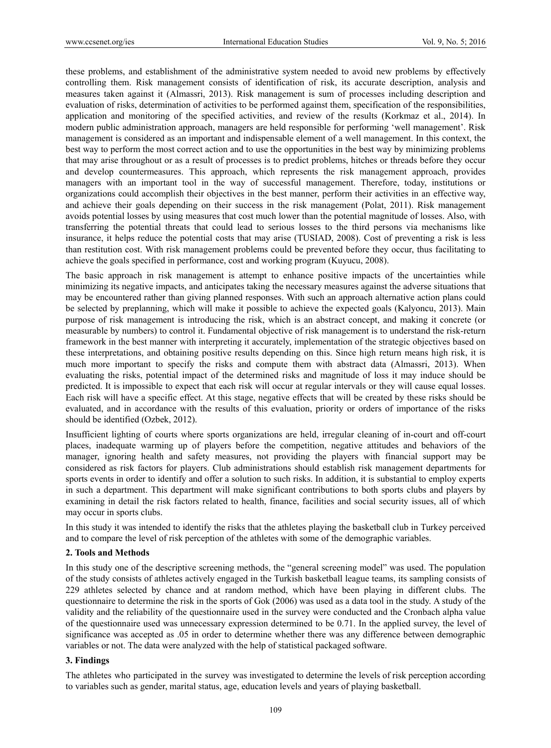these problems, and establishment of the administrative system needed to avoid new problems by effectively controlling them. Risk management consists of identification of risk, its accurate description, analysis and measures taken against it (Almassri, 2013). Risk management is sum of processes including description and evaluation of risks, determination of activities to be performed against them, specification of the responsibilities, application and monitoring of the specified activities, and review of the results (Korkmaz et al., 2014). In modern public administration approach, managers are held responsible for performing 'well management'. Risk management is considered as an important and indispensable element of a well management. In this context, the best way to perform the most correct action and to use the opportunities in the best way by minimizing problems that may arise throughout or as a result of processes is to predict problems, hitches or threads before they occur and develop countermeasures. This approach, which represents the risk management approach, provides managers with an important tool in the way of successful management. Therefore, today, institutions or organizations could accomplish their objectives in the best manner, perform their activities in an effective way, and achieve their goals depending on their success in the risk management (Polat, 2011). Risk management avoids potential losses by using measures that cost much lower than the potential magnitude of losses. Also, with transferring the potential threats that could lead to serious losses to the third persons via mechanisms like insurance, it helps reduce the potential costs that may arise (TUSIAD, 2008). Cost of preventing a risk is less than restitution cost. With risk management problems could be prevented before they occur, thus facilitating to achieve the goals specified in performance, cost and working program (Kuyucu, 2008).

The basic approach in risk management is attempt to enhance positive impacts of the uncertainties while minimizing its negative impacts, and anticipates taking the necessary measures against the adverse situations that may be encountered rather than giving planned responses. With such an approach alternative action plans could be selected by preplanning, which will make it possible to achieve the expected goals (Kalyoncu, 2013). Main purpose of risk management is introducing the risk, which is an abstract concept, and making it concrete (or measurable by numbers) to control it. Fundamental objective of risk management is to understand the risk-return framework in the best manner with interpreting it accurately, implementation of the strategic objectives based on these interpretations, and obtaining positive results depending on this. Since high return means high risk, it is much more important to specify the risks and compute them with abstract data (Almassri, 2013). When evaluating the risks, potential impact of the determined risks and magnitude of loss it may induce should be predicted. It is impossible to expect that each risk will occur at regular intervals or they will cause equal losses. Each risk will have a specific effect. At this stage, negative effects that will be created by these risks should be evaluated, and in accordance with the results of this evaluation, priority or orders of importance of the risks should be identified (Ozbek, 2012).

Insufficient lighting of courts where sports organizations are held, irregular cleaning of in-court and off-court places, inadequate warming up of players before the competition, negative attitudes and behaviors of the manager, ignoring health and safety measures, not providing the players with financial support may be considered as risk factors for players. Club administrations should establish risk management departments for sports events in order to identify and offer a solution to such risks. In addition, it is substantial to employ experts in such a department. This department will make significant contributions to both sports clubs and players by examining in detail the risk factors related to health, finance, facilities and social security issues, all of which may occur in sports clubs.

In this study it was intended to identify the risks that the athletes playing the basketball club in Turkey perceived and to compare the level of risk perception of the athletes with some of the demographic variables.

## 2. Tools and Methods

In this study one of the descriptive screening methods, the "general screening model" was used. The population of the study consists of athletes actively engaged in the Turkish basketball league teams, its sampling consists of 229 athletes selected by chance and at random method, which have been playing in different clubs. The questionnaire to determine the risk in the sports of Gok (2006) was used as a data tool in the study. A study of the validity and the reliability of the questionnaire used in the survey were conducted and the Cronbach alpha value of the questionnaire used was unnecessary expression determined to be 0.71. In the applied survey, the level of significance was accepted as .05 in order to determine whether there was any difference between demographic variables or not. The data were analyzed with the help of statistical packaged software.

## 3. Findings

The athletes who participated in the survey was investigated to determine the levels of risk perception according to variables such as gender, marital status, age, education levels and years of playing basketball.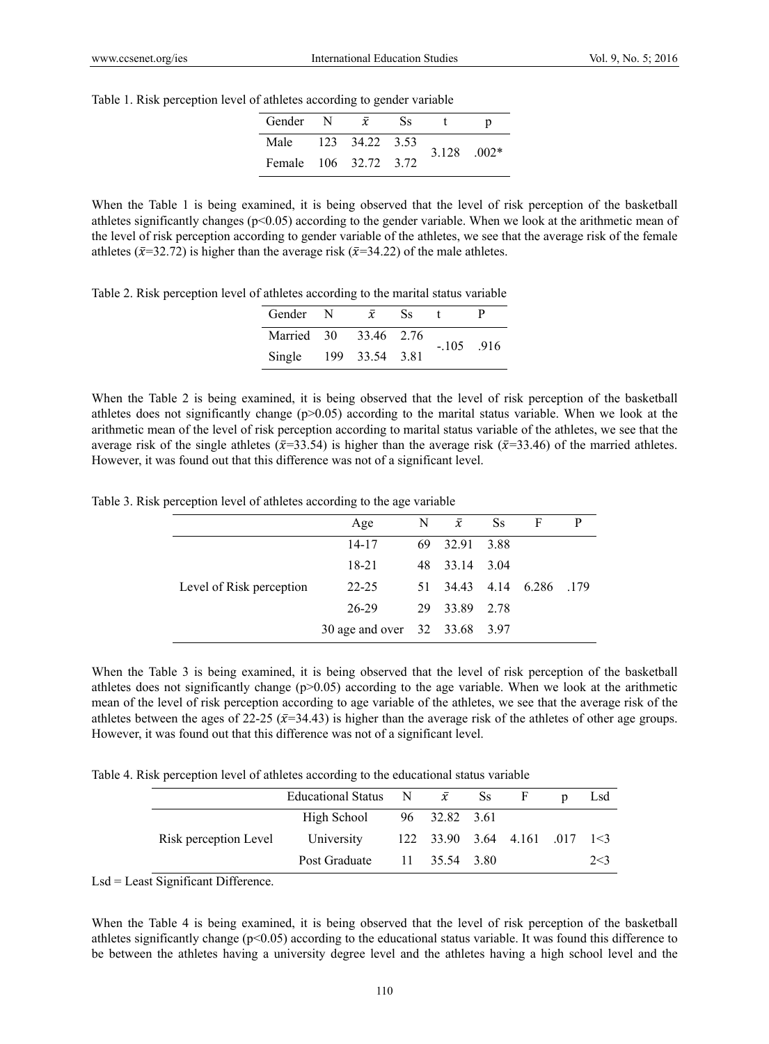Table 1. Risk perception level of athletes according to gender variable

| Gender | N | $\bar{x}$ | Ss | t | p |
|---|---|---|---|---|---|
| Male | 123 | 34.22 | 3.53 | 3.128 | .002* |
| Female | 106 | 32.72 | 3.72 | | |

When the Table 1 is being examined, it is being observed that the level of risk perception of the basketball athletes significantly changes ($p<0.05$) according to the gender variable. When we look at the arithmetic mean of the level of risk perception according to gender variable of the athletes, we see that the average risk of the female athletes ($\bar{x}$=32.72) is higher than the average risk ($\bar{x}$=34.22) of the male athletes.

Table 2. Risk perception level of athletes according to the marital status variable

| Gender | N | $\bar{x}$ | Ss | t | P |
|---|---|---|---|---|---|
| Married | 30 | 33.46 | 2.76 | -.105 | .916 |
| Single | 199 | 33.54 | 3.81 | | |

When the Table 2 is being examined, it is being observed that the level of risk perception of the basketball athletes does not significantly change ($p>0.05$) according to the marital status variable. When we look at the arithmetic mean of the level of risk perception according to marital status variable of the athletes, we see that the average risk of the single athletes ($\bar{x}$=33.54) is higher than the average risk ($\bar{x}$=33.46) of the married athletes. However, it was found out that this difference was not of a significant level.

Table 3. Risk perception level of athletes according to the age variable

| | Age | N | $\bar{x}$ | Ss | F | P |
|---|---|---|---|---|---|---|
| Level of Risk perception | 14-17 | 69 | 32.91 | 3.88 | 6.286 | .179 |
| | 18-21 | 48 | 33.14 | 3.04 | | |
| | 22-25 | 51 | 34.43 | 4.14 | | |
| | 26-29 | 29 | 33.89 | 2.78 | | |
| | 30 age and over | 32 | 33.68 | 3.97 | | |

When the Table 3 is being examined, it is being observed that the level of risk perception of the basketball athletes does not significantly change ($p>0.05$) according to the age variable. When we look at the arithmetic mean of the level of risk perception according to age variable of the athletes, we see that the average risk of the athletes between the ages of 22-25 ($\bar{x}$=34.43) is higher than the average risk of the athletes of other age groups. However, it was found out that this difference was not of a significant level.

Table 4. Risk perception level of athletes according to the educational status variable

| | Educational Status | N | $\bar{x}$ | Ss | F | p | Lsd |
|---|---|---|---|---|---|---|---|
| Risk perception Level | High School | 96 | 32.82 | 3.61 | 4.161 | .017 | 1<3 |
| | University | 122 | 33.90 | 3.64 | | | |
| | Post Graduate | 11 | 35.54 | 3.80 | | | 2<3 |

Lsd = Least Significant Difference.

When the Table 4 is being examined, it is being observed that the level of risk perception of the basketball athletes significantly change ($p<0.05$) according to the educational status variable. It was found this difference to be between the athletes having a university degree level and the athletes having a high school level and the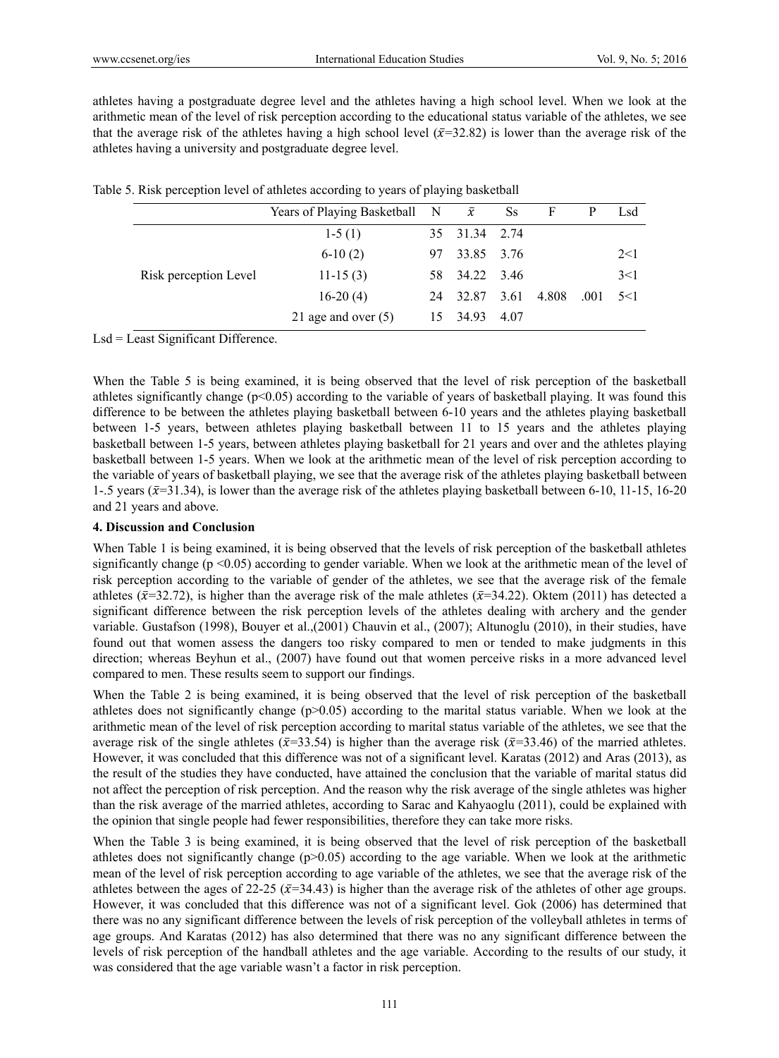athletes having a postgraduate degree level and the athletes having a high school level. When we look at the arithmetic mean of the level of risk perception according to the educational status variable of the athletes, we see that the average risk of the athletes having a high school level ($\bar{x}$=32.82) is lower than the average risk of the athletes having a university and postgraduate degree level.

Table 5. Risk perception level of athletes according to years of playing basketball

| | Years of Playing Basketball | N | $\bar{x}$ | Ss | F | P | Lsd |
|---|---|---|---|---|---|---|---|
| Risk perception Level | 1-5 (1) | 35 | 31.34 | 2.74 | | | |
| | 6-10 (2) | 97 | 33.85 | 3.76 | | | 2<1 |
| | 11-15 (3) | 58 | 34.22 | 3.46 | | | 3<1 |
| | 16-20 (4) | 24 | 32.87 | 3.61 | 4.808 | .001 | 5<1 |
| | 21 age and over (5) | 15 | 34.93 | 4.07 | | | |

Lsd = Least Significant Difference.

When the Table 5 is being examined, it is being observed that the level of risk perception of the basketball athletes significantly change ($p<0.05$) according to the variable of years of basketball playing. It was found this difference to be between the athletes playing basketball between 6-10 years and the athletes playing basketball between 1-5 years, between athletes playing basketball between 11 to 15 years and the athletes playing basketball between 1-5 years, between athletes playing basketball for 21 years and over and the athletes playing basketball between 1-5 years. When we look at the arithmetic mean of the level of risk perception according to the variable of years of basketball playing, we see that the average risk of the athletes playing basketball between 1-.5 years ($\bar{x}$=31.34), is lower than the average risk of the athletes playing basketball between 6-10, 11-15, 16-20 and 21 years and above.

## 4. Discussion and Conclusion

When Table 1 is being examined, it is being observed that the levels of risk perception of the basketball athletes significantly change ($p<0.05$) according to gender variable. When we look at the arithmetic mean of the level of risk perception according to the variable of gender of the athletes, we see that the average risk of the female athletes ($\bar{x}$=32.72), is higher than the average risk of the male athletes ($\bar{x}$=34.22). Oktem (2011) has detected a significant difference between the risk perception levels of the athletes dealing with archery and the gender variable. Gustafson (1998), Bouyer et al.,(2001) Chauvin et al., (2007); Altunoglu (2010), in their studies, have found out that women assess the dangers too risky compared to men or tended to make judgments in this direction; whereas Beyhun et al., (2007) have found out that women perceive risks in a more advanced level compared to men. These results seem to support our findings.

When the Table 2 is being examined, it is being observed that the level of risk perception of the basketball athletes does not significantly change ($p>0.05$) according to the marital status variable. When we look at the arithmetic mean of the level of risk perception according to marital status variable of the athletes, we see that the average risk of the single athletes ($\bar{x}$=33.54) is higher than the average risk ($\bar{x}$=33.46) of the married athletes. However, it was concluded that this difference was not of a significant level. Karatas (2012) and Aras (2013), as the result of the studies they have conducted, have attained the conclusion that the variable of marital status did not affect the perception of risk perception. And the reason why the risk average of the single athletes was higher than the risk average of the married athletes, according to Sarac and Kahyaoglu (2011), could be explained with the opinion that single people had fewer responsibilities, therefore they can take more risks.

When the Table 3 is being examined, it is being observed that the level of risk perception of the basketball athletes does not significantly change ($p>0.05$) according to the age variable. When we look at the arithmetic mean of the level of risk perception according to age variable of the athletes, we see that the average risk of the athletes between the ages of 22-25 ($\bar{x}$=34.43) is higher than the average risk of the athletes of other age groups. However, it was concluded that this difference was not of a significant level. Gok (2006) has determined that there was no any significant difference between the levels of risk perception of the volleyball athletes in terms of age groups. And Karatas (2012) has also determined that there was no any significant difference between the levels of risk perception of the handball athletes and the age variable. According to the results of our study, it was considered that the age variable wasn't a factor in risk perception.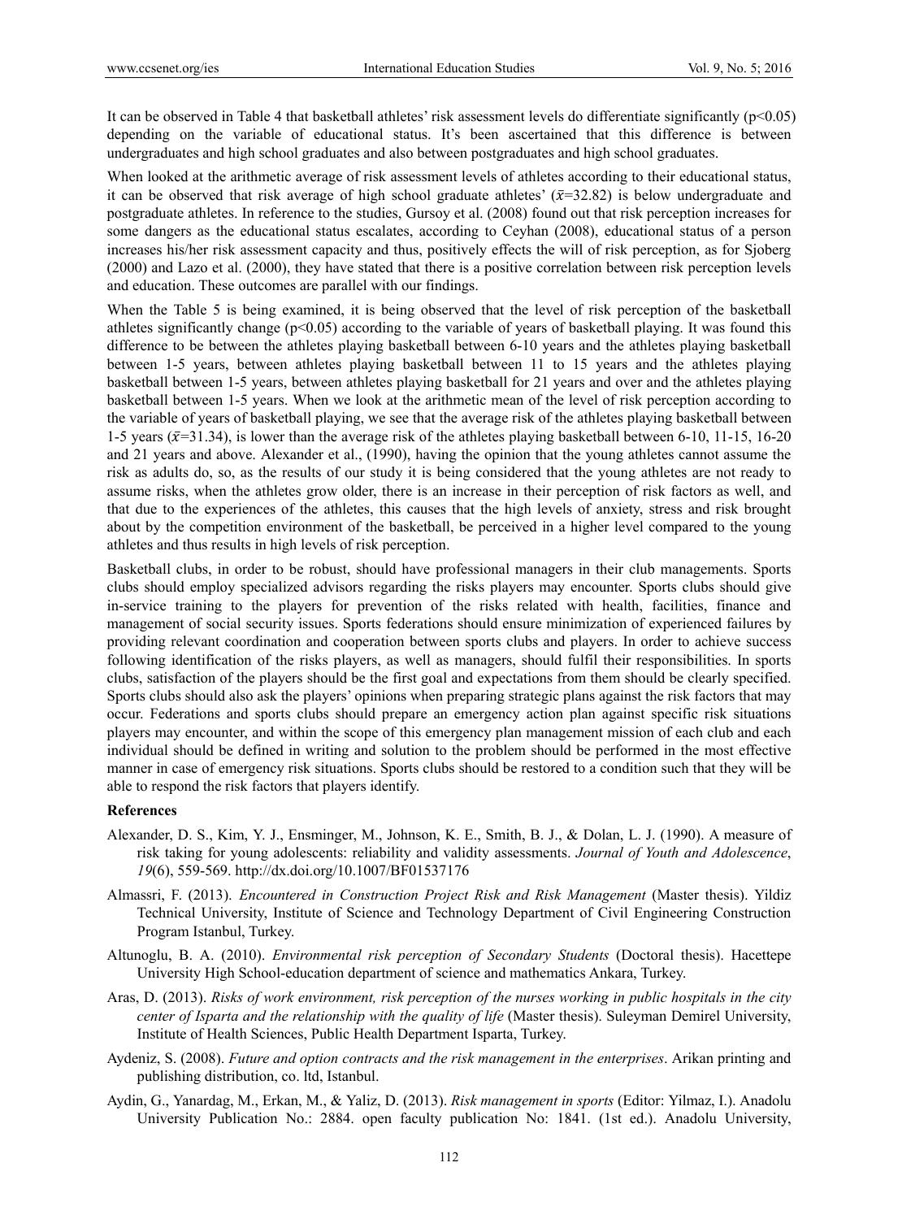It can be observed in Table 4 that basketball athletes' risk assessment levels do differentiate significantly ($p<0.05$) depending on the variable of educational status. It's been ascertained that this difference is between undergraduates and high school graduates and also between postgraduates and high school graduates.

When looked at the arithmetic average of risk assessment levels of athletes according to their educational status, it can be observed that risk average of high school graduate athletes' ($\bar{x}$=32.82) is below undergraduate and postgraduate athletes. In reference to the studies, Gursoy et al. (2008) found out that risk perception increases for some dangers as the educational status escalates, according to Ceyhan (2008), educational status of a person increases his/her risk assessment capacity and thus, positively effects the will of risk perception, as for Sjoberg (2000) and Lazo et al. (2000), they have stated that there is a positive correlation between risk perception levels and education. These outcomes are parallel with our findings.

When the Table 5 is being examined, it is being observed that the level of risk perception of the basketball athletes significantly change ($p<0.05$) according to the variable of years of basketball playing. It was found this difference to be between the athletes playing basketball between 6-10 years and the athletes playing basketball between 1-5 years, between athletes playing basketball between 11 to 15 years and the athletes playing basketball between 1-5 years, between athletes playing basketball for 21 years and over and the athletes playing basketball between 1-5 years. When we look at the arithmetic mean of the level of risk perception according to the variable of years of basketball playing, we see that the average risk of the athletes playing basketball between 1-5 years ($\bar{x}$=31.34), is lower than the average risk of the athletes playing basketball between 6-10, 11-15, 16-20 and 21 years and above. Alexander et al., (1990), having the opinion that the young athletes cannot assume the risk as adults do, so, as the results of our study it is being considered that the young athletes are not ready to assume risks, when the athletes grow older, there is an increase in their perception of risk factors as well, and that due to the experiences of the athletes, this causes that the high levels of anxiety, stress and risk brought about by the competition environment of the basketball, be perceived in a higher level compared to the young athletes and thus results in high levels of risk perception.

Basketball clubs, in order to be robust, should have professional managers in their club managements. Sports clubs should employ specialized advisors regarding the risks players may encounter. Sports clubs should give in-service training to the players for prevention of the risks related with health, facilities, finance and management of social security issues. Sports federations should ensure minimization of experienced failures by providing relevant coordination and cooperation between sports clubs and players. In order to achieve success following identification of the risks players, as well as managers, should fulfil their responsibilities. In sports clubs, satisfaction of the players should be the first goal and expectations from them should be clearly specified. Sports clubs should also ask the players' opinions when preparing strategic plans against the risk factors that may occur. Federations and sports clubs should prepare an emergency action plan against specific risk situations players may encounter, and within the scope of this emergency plan management mission of each club and each individual should be defined in writing and solution to the problem should be performed in the most effective manner in case of emergency risk situations. Sports clubs should be restored to a condition such that they will be able to respond the risk factors that players identify.

**References**

Alexander, D. S., Kim, Y. J., Ensminger, M., Johnson, K. E., Smith, B. J., & Dolan, L. J. (1990). A measure of risk taking for young adolescents: reliability and validity assessments. *Journal of Youth and Adolescence*, *19*(6), 559-569. http://dx.doi.org/10.1007/BF01537176

Almassri, F. (2013). *Encountered in Construction Project Risk and Risk Management* (Master thesis). Yildiz Technical University, Institute of Science and Technology Department of Civil Engineering Construction Program Istanbul, Turkey.

Altunoglu, B. A. (2010). *Environmental risk perception of Secondary Students* (Doctoral thesis). Hacettepe University High School-education department of science and mathematics Ankara, Turkey.

Aras, D. (2013). *Risks of work environment, risk perception of the nurses working in public hospitals in the city center of Isparta and the relationship with the quality of life* (Master thesis). Suleyman Demirel University, Institute of Health Sciences, Public Health Department Isparta, Turkey.

Aydeniz, S. (2008). *Future and option contracts and the risk management in the enterprises*. Arikan printing and publishing distribution, co. ltd, Istanbul.

Aydin, G., Yanardag, M., Erkan, M., & Yaliz, D. (2013). *Risk management in sports* (Editor: Yilmaz, I.). Anadolu University Publication No.: 2884. open faculty publication No: 1841. (1st ed.). Anadolu University,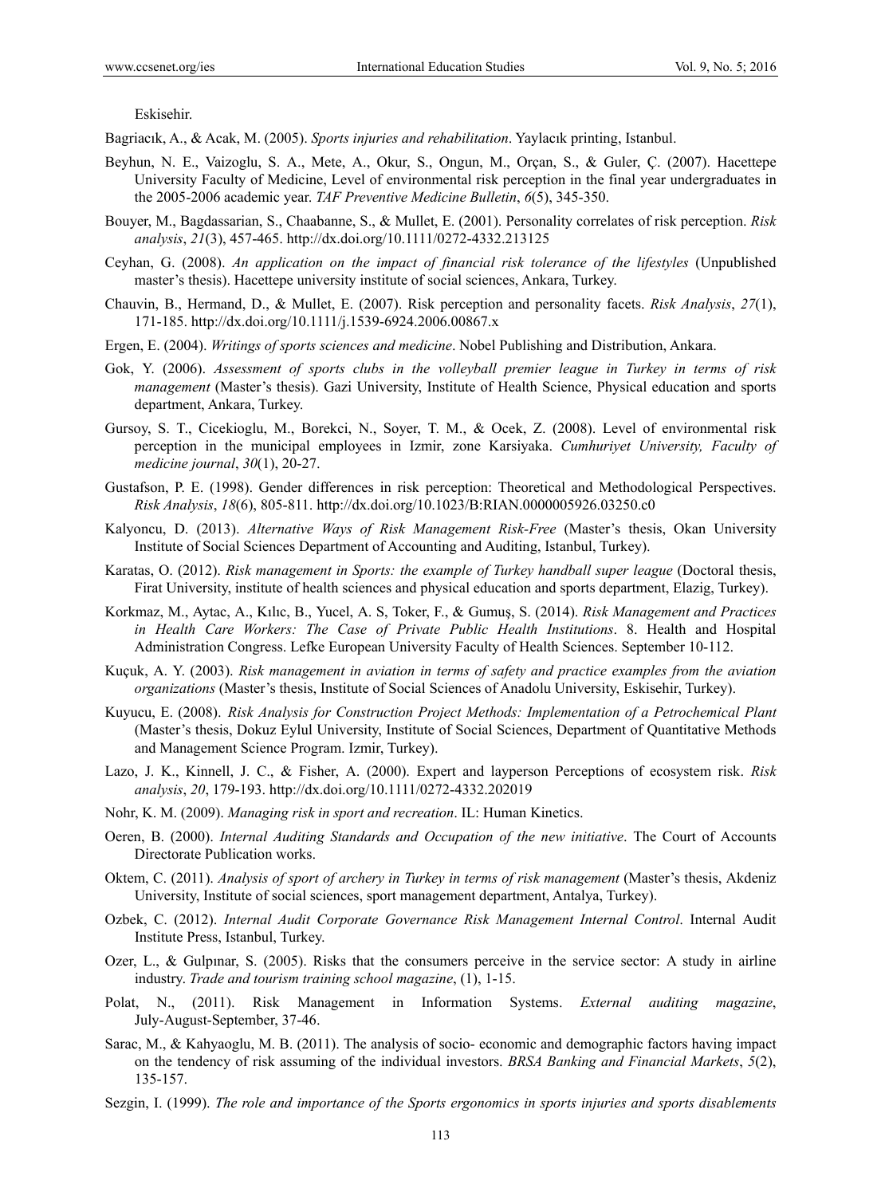Eskisehir.

Bagriacık, A., & Acak, M. (2005). *Sports injuries and rehabilitation*. Yaylacık printing, Istanbul.

Beyhun, N. E., Vaizoglu, S. A., Mete, A., Okur, S., Ongun, M., Orçan, S., & Guler, Ç. (2007). Hacettepe University Faculty of Medicine, Level of environmental risk perception in the final year undergraduates in the 2005-2006 academic year. *TAF Preventive Medicine Bulletin*, *6*(5), 345-350.

Bouyer, M., Bagdassarian, S., Chaabanne, S., & Mullet, E. (2001). Personality correlates of risk perception. *Risk analysis*, *21*(3), 457-465. http://dx.doi.org/10.1111/0272-4332.213125

Ceyhan, G. (2008). *An application on the impact of financial risk tolerance of the lifestyles* (Unpublished master's thesis). Hacettepe university institute of social sciences, Ankara, Turkey.

Chauvin, B., Hermand, D., & Mullet, E. (2007). Risk perception and personality facets. *Risk Analysis*, *27*(1), 171-185. http://dx.doi.org/10.1111/j.1539-6924.2006.00867.x

Ergen, E. (2004). *Writings of sports sciences and medicine*. Nobel Publishing and Distribution, Ankara.

Gok, Y. (2006). *Assessment of sports clubs in the volleyball premier league in Turkey in terms of risk management* (Master's thesis). Gazi University, Institute of Health Science, Physical education and sports department, Ankara, Turkey.

Gursoy, S. T., Cicekioglu, M., Borekci, N., Soyer, T. M., & Ocek, Z. (2008). Level of environmental risk perception in the municipal employees in Izmir, zone Karsiyaka. *Cumhuriyet University, Faculty of medicine journal*, *30*(1), 20-27.

Gustafson, P. E. (1998). Gender differences in risk perception: Theoretical and Methodological Perspectives. *Risk Analysis*, *18*(6), 805-811. http://dx.doi.org/10.1023/B:RIAN.0000005926.03250.c0

Kalyoncu, D. (2013). *Alternative Ways of Risk Management Risk-Free* (Master's thesis, Okan University Institute of Social Sciences Department of Accounting and Auditing, Istanbul, Turkey).

Karatas, O. (2012). *Risk management in Sports: the example of Turkey handball super league* (Doctoral thesis, Firat University, institute of health sciences and physical education and sports department, Elazig, Turkey).

Korkmaz, M., Aytac, A., Kılıc, B., Yucel, A. S, Toker, F., & Gumuş, S. (2014). *Risk Management and Practices in Health Care Workers: The Case of Private Public Health Institutions*. 8. Health and Hospital Administration Congress. Lefke European University Faculty of Health Sciences. September 10-112.

Kuçuk, A. Y. (2003). *Risk management in aviation in terms of safety and practice examples from the aviation organizations* (Master's thesis, Institute of Social Sciences of Anadolu University, Eskisehir, Turkey).

Kuyucu, E. (2008). *Risk Analysis for Construction Project Methods: Implementation of a Petrochemical Plant* (Master's thesis, Dokuz Eylul University, Institute of Social Sciences, Department of Quantitative Methods and Management Science Program. Izmir, Turkey).

Lazo, J. K., Kinnell, J. C., & Fisher, A. (2000). Expert and layperson Perceptions of ecosystem risk. *Risk analysis*, *20*, 179-193. http://dx.doi.org/10.1111/0272-4332.202019

Nohr, K. M. (2009). *Managing risk in sport and recreation*. IL: Human Kinetics.

Oeren, B. (2000). *Internal Auditing Standards and Occupation of the new initiative*. The Court of Accounts Directorate Publication works.

Oktem, C. (2011). *Analysis of sport of archery in Turkey in terms of risk management* (Master's thesis, Akdeniz University, Institute of social sciences, sport management department, Antalya, Turkey).

Ozbek, C. (2012). *Internal Audit Corporate Governance Risk Management Internal Control*. Internal Audit Institute Press, Istanbul, Turkey.

Ozer, L., & Gulpınar, S. (2005). Risks that the consumers perceive in the service sector: A study in airline industry. *Trade and tourism training school magazine*, (1), 1-15.

Polat, N., (2011). Risk Management in Information Systems. *External auditing magazine*, July-August-September, 37-46.

Sarac, M., & Kahyaoglu, M. B. (2011). The analysis of socio- economic and demographic factors having impact on the tendency of risk assuming of the individual investors. *BRSA Banking and Financial Markets*, *5*(2), 135-157.

Sezgin, I. (1999). *The role and importance of the Sports ergonomics in sports injuries and sports disablements*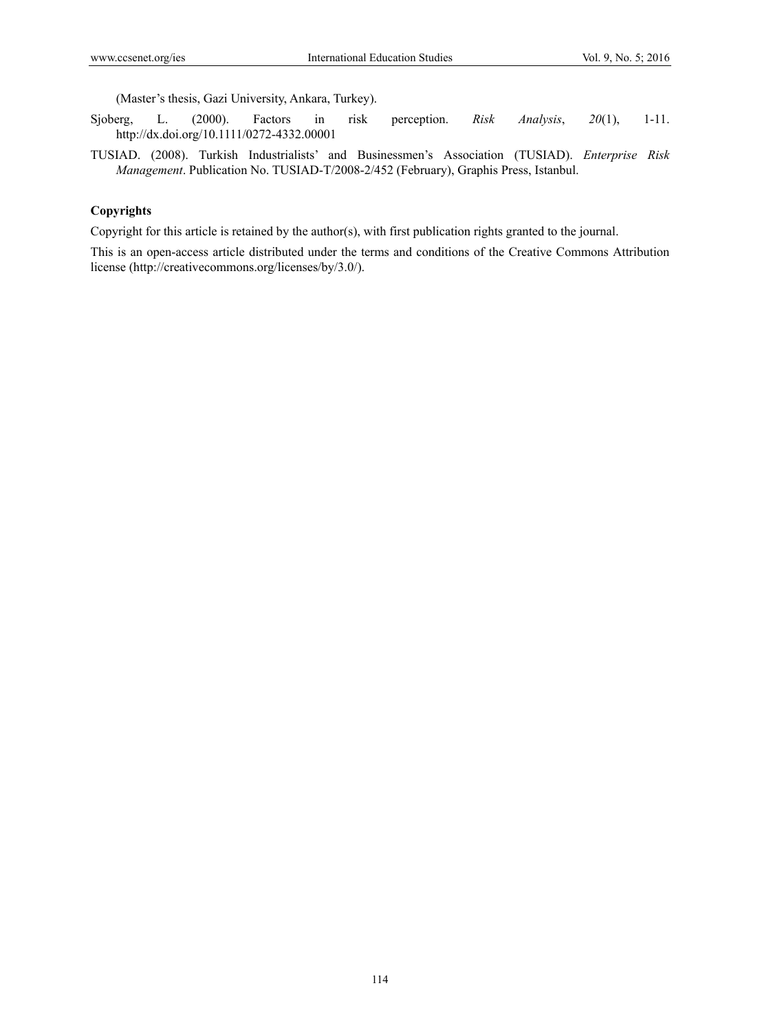(Master's thesis, Gazi University, Ankara, Turkey).

Sjoberg, L. (2000). Factors in risk perception. *Risk Analysis*, *20*(1), 1-11. http://dx.doi.org/10.1111/0272-4332.00001

TUSIAD. (2008). Turkish Industrialists' and Businessmen's Association (TUSIAD). *Enterprise Risk Management*. Publication No. TUSIAD-T/2008-2/452 (February), Graphis Press, Istanbul.

**Copyrights**

Copyright for this article is retained by the author(s), with first publication rights granted to the journal.

This is an open-access article distributed under the terms and conditions of the Creative Commons Attribution license (http://creativecommons.org/licenses/by/3.0/).